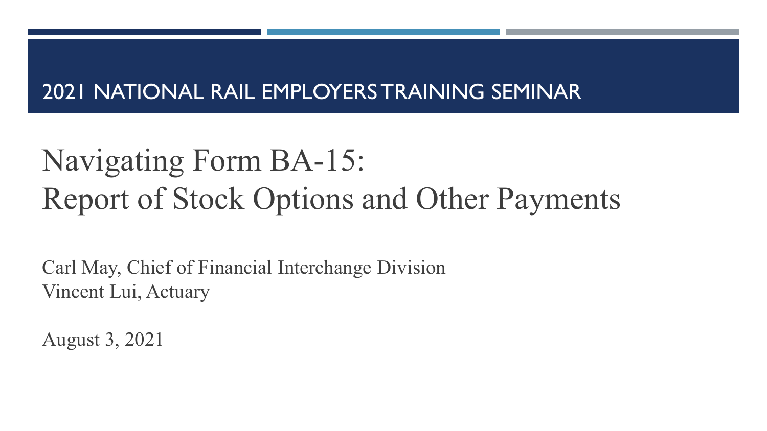## 2021 NATIONAL RAIL EMPLOYERS TRAINING SEMINAR

# Navigating Form BA-15: Report of Stock Options and Other Payments

Carl May, Chief of Financial Interchange Division
Vincent Lui, Actuary

August 3, 2021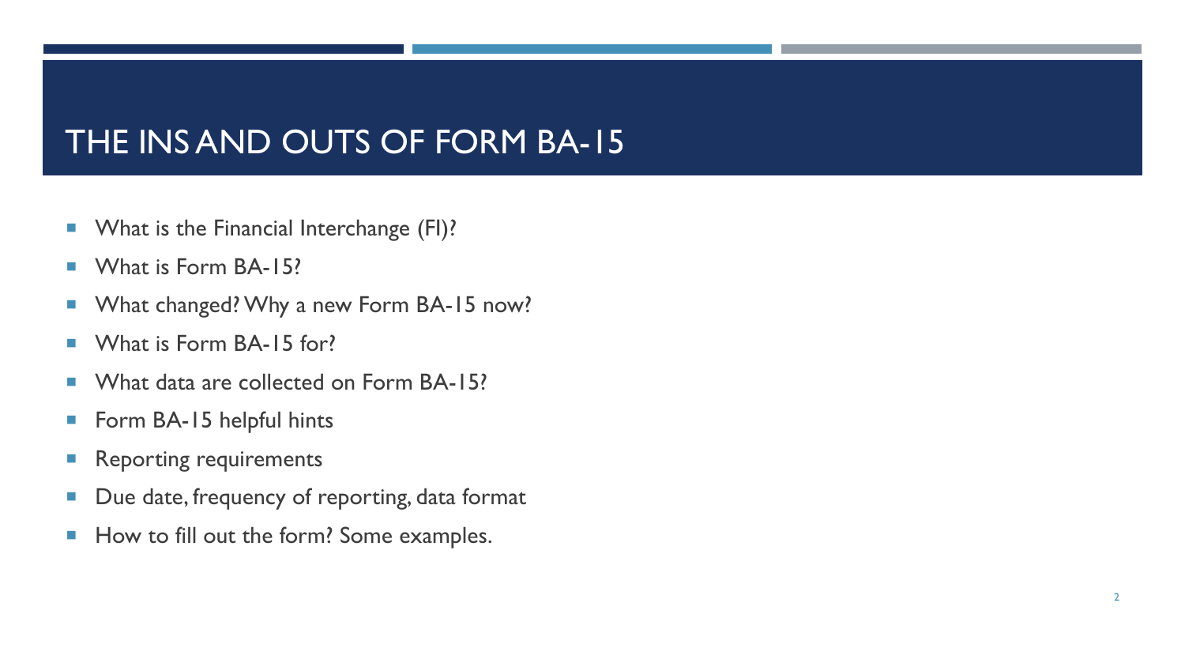# THE INS AND OUTS OF FORM BA-15

- What is the Financial Interchange (FI)?
- What is Form BA-15?
- What changed? Why a new Form BA-15 now?
- What is Form BA-15 for?
- What data are collected on Form BA-15?
- Form BA-15 helpful hints
- Reporting requirements
- Due date, frequency of reporting, data format
- How to fill out the form? Some examples.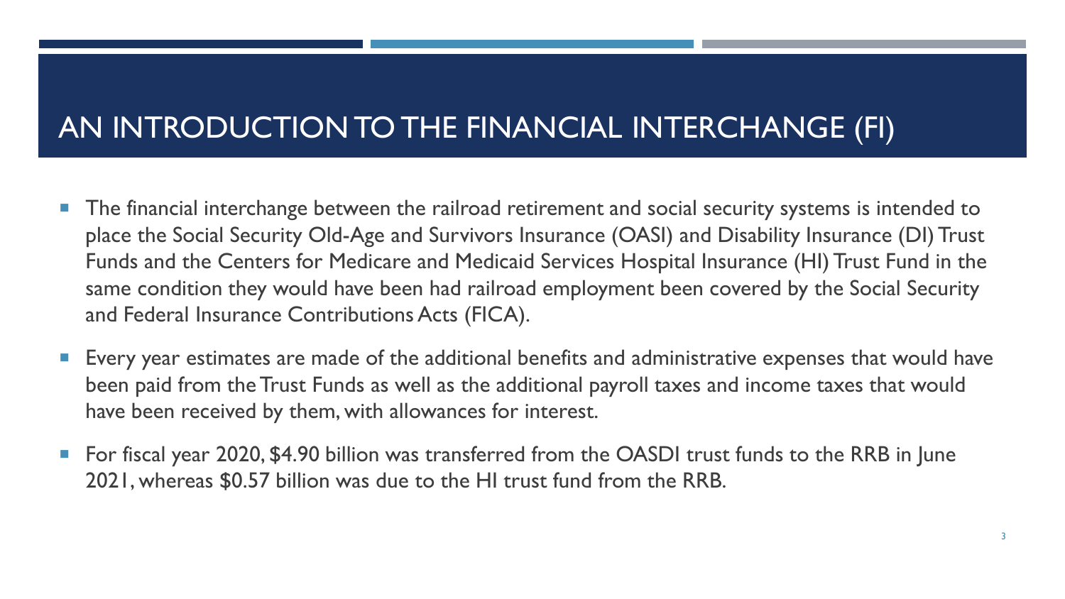# AN INTRODUCTION TO THE FINANCIAL INTERCHANGE (FI)

- The financial interchange between the railroad retirement and social security systems is intended to place the Social Security Old-Age and Survivors Insurance (OASI) and Disability Insurance (DI) Trust Funds and the Centers for Medicare and Medicaid Services Hospital Insurance (HI) Trust Fund in the same condition they would have been had railroad employment been covered by the Social Security and Federal Insurance Contributions Acts (FICA).
- Every year estimates are made of the additional benefits and administrative expenses that would have been paid from the Trust Funds as well as the additional payroll taxes and income taxes that would have been received by them, with allowances for interest.
- For fiscal year 2020, $4.90 billion was transferred from the OASDI trust funds to the RRB in June 2021, whereas $0.57 billion was due to the HI trust fund from the RRB.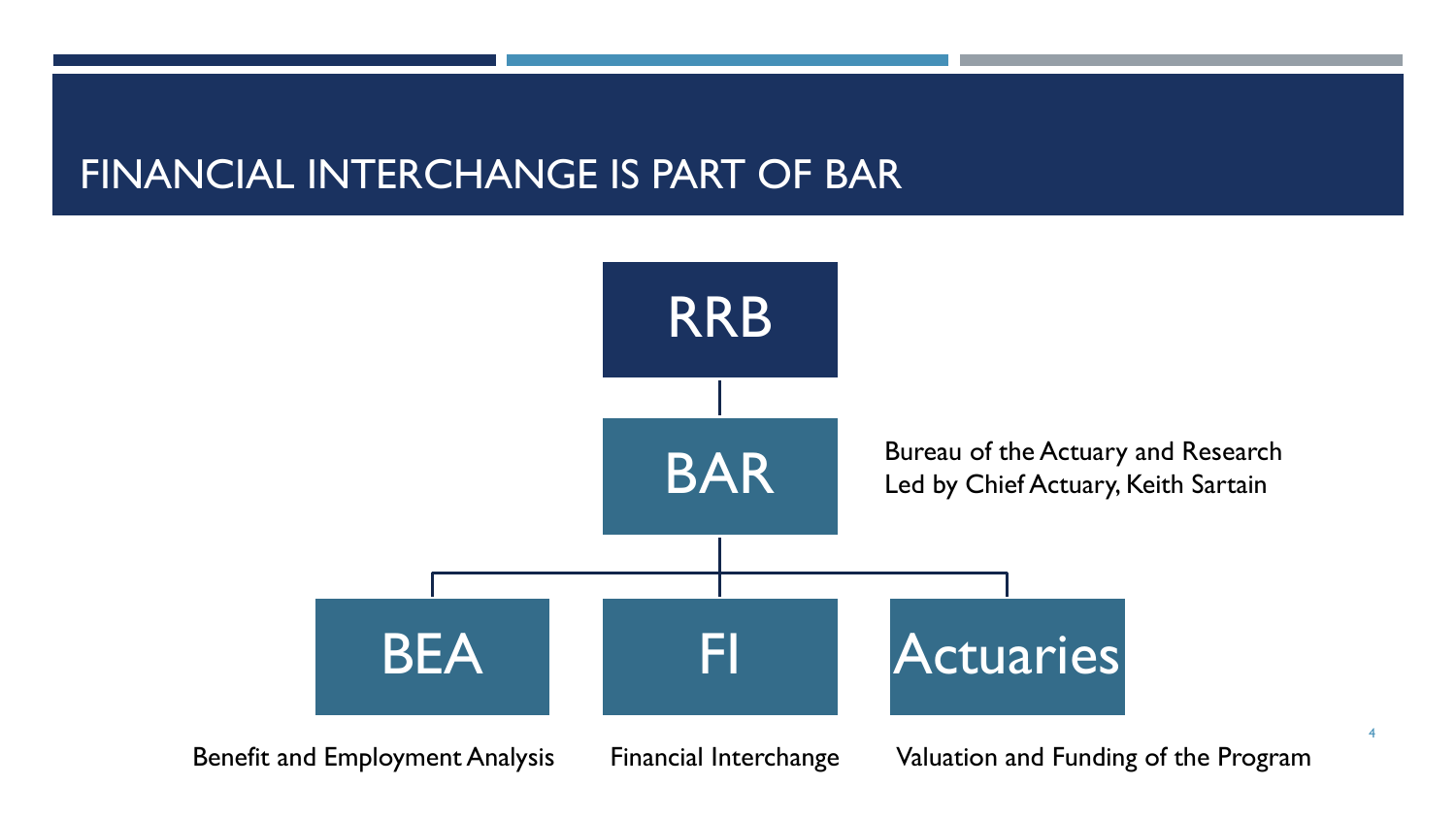# FINANCIAL INTERCHANGE IS PART OF BAR

RRB

BAR

Bureau of the Actuary and Research
Led by Chief Actuary, Keith Sartain

- BEA — Benefit and Employment Analysis
- FI — Financial Interchange
- Actuaries — Valuation and Funding of the Program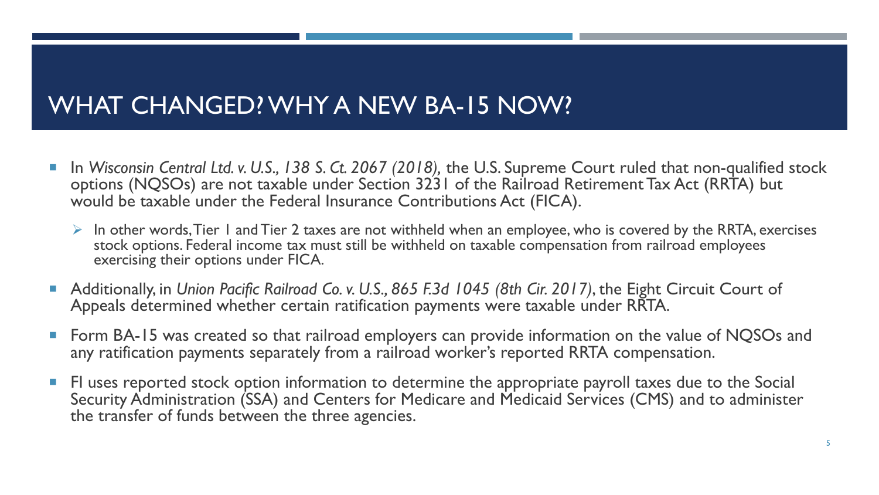# WHAT CHANGED? WHY A NEW BA-15 NOW?

- In *Wisconsin Central Ltd. v. U.S., 138 S. Ct. 2067 (2018),* the U.S. Supreme Court ruled that non-qualified stock options (NQSOs) are not taxable under Section 3231 of the Railroad Retirement Tax Act (RRTA) but would be taxable under the Federal Insurance Contributions Act (FICA).
  - In other words, Tier 1 and Tier 2 taxes are not withheld when an employee, who is covered by the RRTA, exercises stock options. Federal income tax must still be withheld on taxable compensation from railroad employees exercising their options under FICA.
- Additionally, in *Union Pacific Railroad Co. v. U.S., 865 F.3d 1045 (8th Cir. 2017)*, the Eight Circuit Court of Appeals determined whether certain ratification payments were taxable under RRTA.
- Form BA-15 was created so that railroad employers can provide information on the value of NQSOs and any ratification payments separately from a railroad worker's reported RRTA compensation.
- FI uses reported stock option information to determine the appropriate payroll taxes due to the Social Security Administration (SSA) and Centers for Medicare and Medicaid Services (CMS) and to administer the transfer of funds between the three agencies.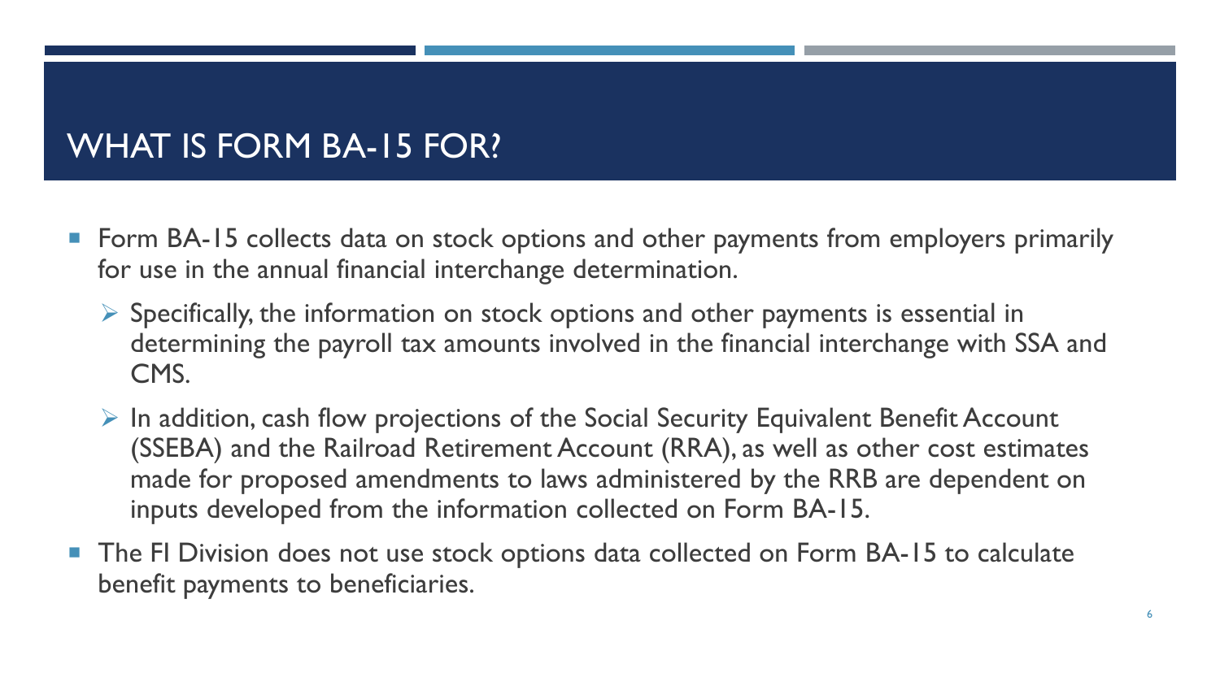# WHAT IS FORM BA-15 FOR?

- Form BA-15 collects data on stock options and other payments from employers primarily for use in the annual financial interchange determination.
  - Specifically, the information on stock options and other payments is essential in determining the payroll tax amounts involved in the financial interchange with SSA and CMS.
  - In addition, cash flow projections of the Social Security Equivalent Benefit Account (SSEBA) and the Railroad Retirement Account (RRA), as well as other cost estimates made for proposed amendments to laws administered by the RRB are dependent on inputs developed from the information collected on Form BA-15.
- The FI Division does not use stock options data collected on Form BA-15 to calculate benefit payments to beneficiaries.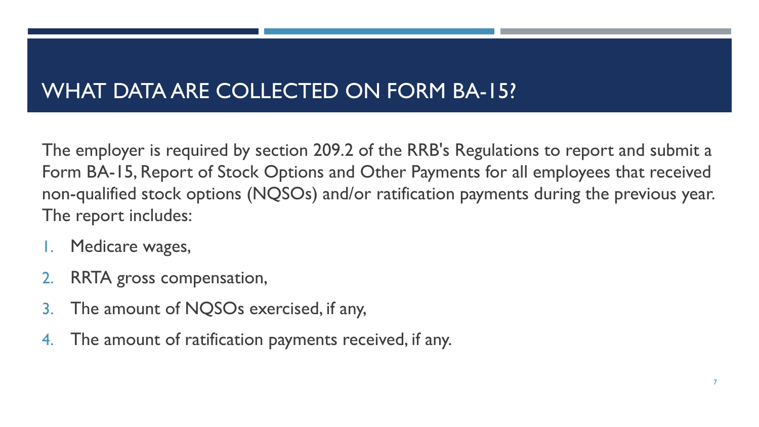# WHAT DATA ARE COLLECTED ON FORM BA-15?

The employer is required by section 209.2 of the RRB's Regulations to report and submit a Form BA-15, Report of Stock Options and Other Payments for all employees that received non-qualified stock options (NQSOs) and/or ratification payments during the previous year. The report includes:

1. Medicare wages,
2. RRTA gross compensation,
3. The amount of NQSOs exercised, if any,
4. The amount of ratification payments received, if any.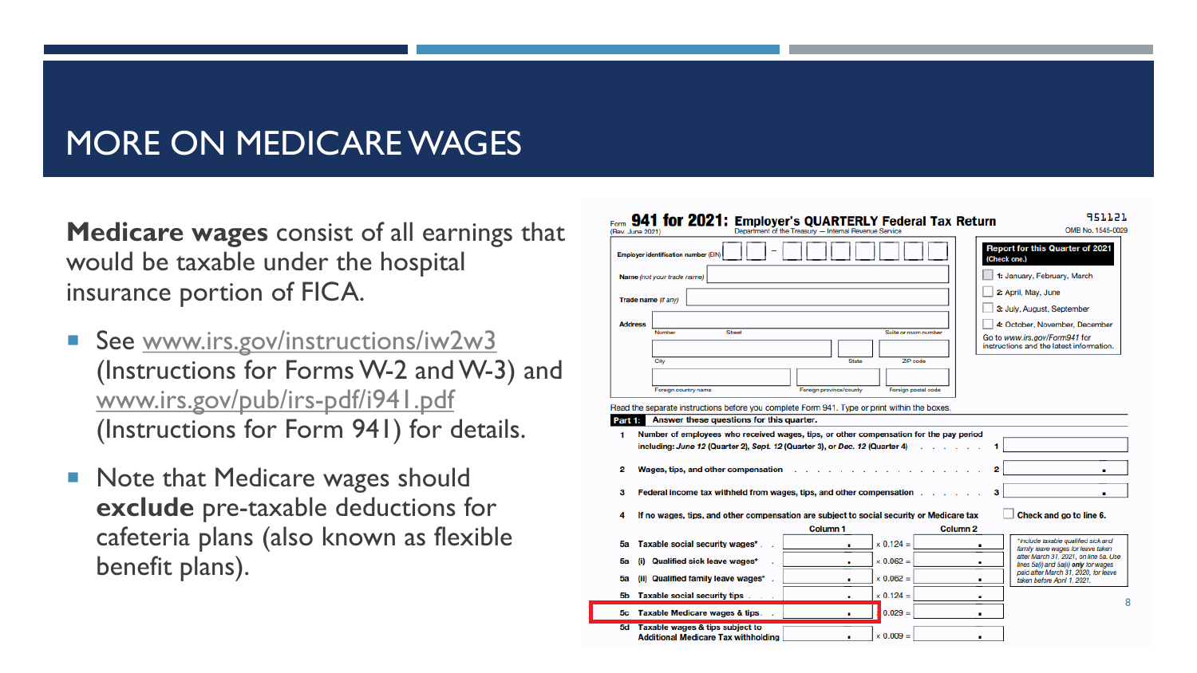# MORE ON MEDICARE WAGES

**Medicare wages** consist of all earnings that would be taxable under the hospital insurance portion of FICA.

- See www.irs.gov/instructions/iw2w3 (Instructions for Forms W-2 and W-3) and www.irs.gov/pub/irs-pdf/i941.pdf (Instructions for Form 941) for details.
- Note that Medicare wages should **exclude** pre-taxable deductions for cafeteria plans (also known as flexible benefit plans).

Form **941 for 2021: Employer's QUARTERLY Federal Tax Return** 951121
(Rev. June 2021) Department of the Treasury — Internal Revenue Service OMB No. 1545-0029

Employer identification number (EIN)

Name *(not your trade name)*

Trade name *(if any)*

Address: Number, Street, Suite or room number; City, State, ZIP code; Foreign country name, Foreign province/county, Foreign postal code

**Report for this Quarter of 2021** (Check one.)
- 1: January, February, March
- 2: April, May, June
- 3: July, August, September
- 4: October, November, December

Go to *www.irs.gov/Form941* for instructions and the latest information.

Read the separate instructions before you complete Form 941. Type or print within the boxes.

**Part 1: Answer these questions for this quarter.**

1. Number of employees who received wages, tips, or other compensation for the pay period including: *June 12* (Quarter 2), *Sept. 12* (Quarter 3), or *Dec. 12* (Quarter 4) . . . . . . **1**
2. Wages, tips, and other compensation . . . . . **2**
3. Federal income tax withheld from wages, tips, and other compensation . . . . . **3**
4. If no wages, tips, and other compensation are subject to social security or Medicare tax — Check and go to line 6.

| | Column 1 | | Column 2 |
|---|---|---|---|
| 5a Taxable social security wages* | . | × 0.124 = | . |
| 5a (i) Qualified sick leave wages* | . | × 0.062 = | . |
| 5a (ii) Qualified family leave wages* | . | × 0.062 = | . |
| 5b Taxable social security tips | . | × 0.124 = | . |
| 5c Taxable Medicare wages & tips | . | × 0.029 = | . |
| 5d Taxable wages & tips subject to Additional Medicare Tax withholding | . | × 0.009 = | . |

*\*Include taxable qualified sick and family leave wages for leave taken after March 31, 2021, on line 5a. Use lines 5a(i) and 5a(ii) **only** for wages paid after March 31, 2020, for leave taken before April 1, 2021.*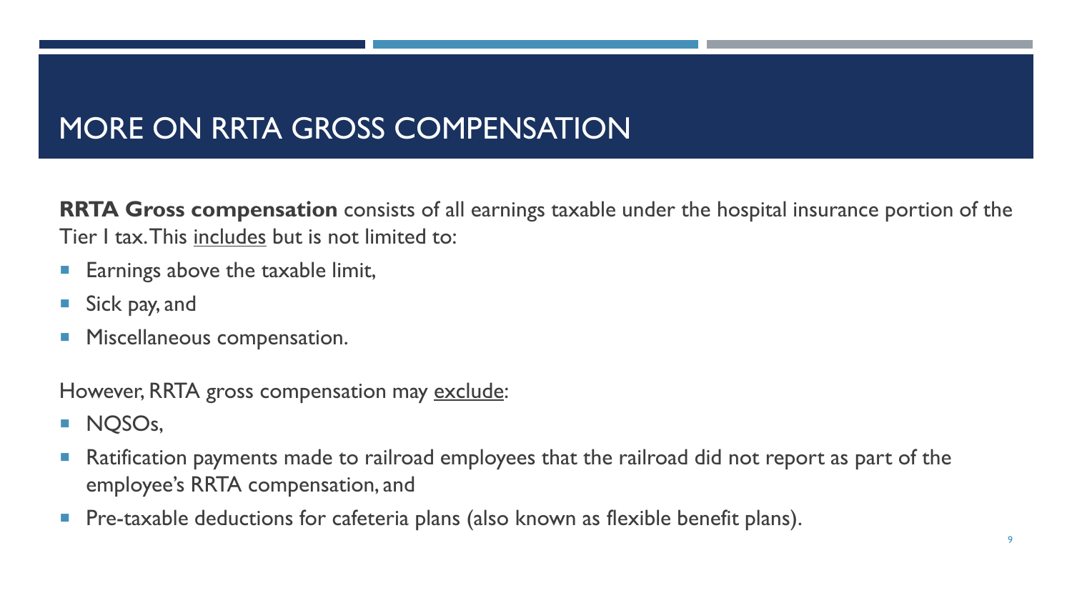# MORE ON RRTA GROSS COMPENSATION

**RRTA Gross compensation** consists of all earnings taxable under the hospital insurance portion of the Tier I tax. This <u>includes</u> but is not limited to:

- Earnings above the taxable limit,
- Sick pay, and
- Miscellaneous compensation.

However, RRTA gross compensation may <u>exclude</u>:

- NQSOs,
- Ratification payments made to railroad employees that the railroad did not report as part of the employee's RRTA compensation, and
- Pre-taxable deductions for cafeteria plans (also known as flexible benefit plans).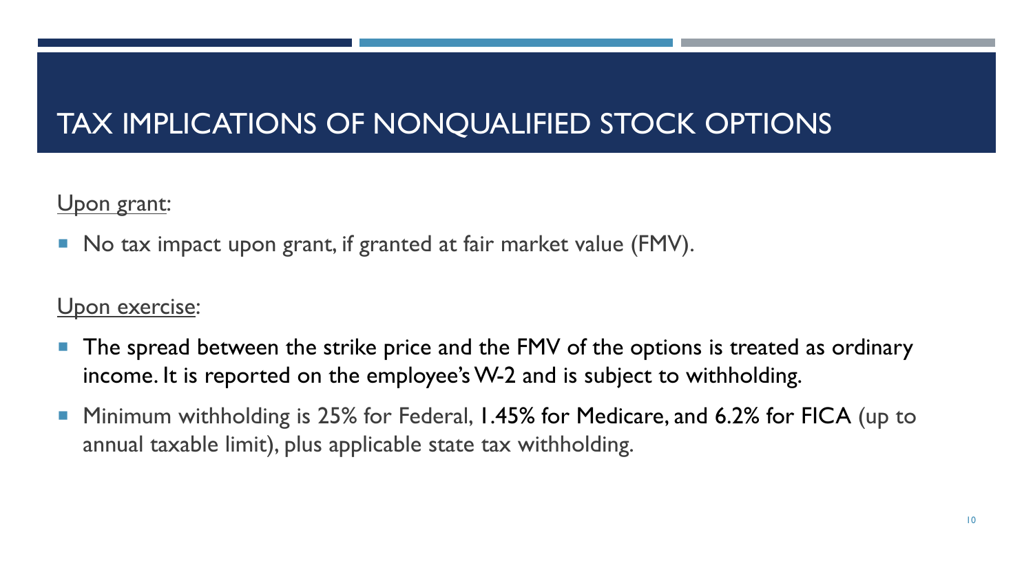# TAX IMPLICATIONS OF NONQUALIFIED STOCK OPTIONS

Upon grant:

- No tax impact upon grant, if granted at fair market value (FMV).

Upon exercise:

- The spread between the strike price and the FMV of the options is treated as ordinary income. It is reported on the employee's W-2 and is subject to withholding.
- Minimum withholding is 25% for Federal, 1.45% for Medicare, and 6.2% for FICA (up to annual taxable limit), plus applicable state tax withholding.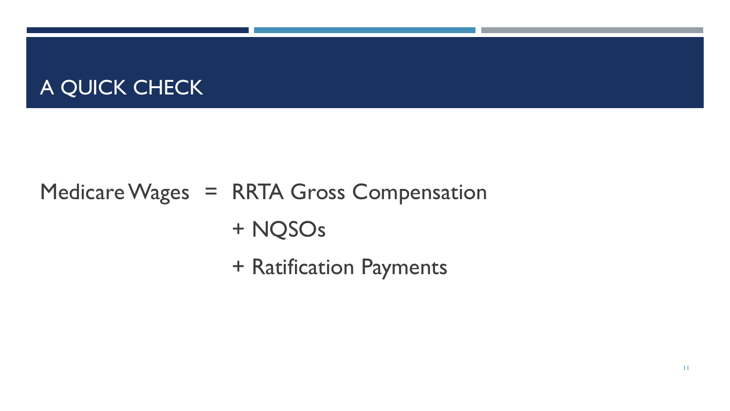# A QUICK CHECK

Medicare Wages = RRTA Gross Compensation

+ NQSOs

+ Ratification Payments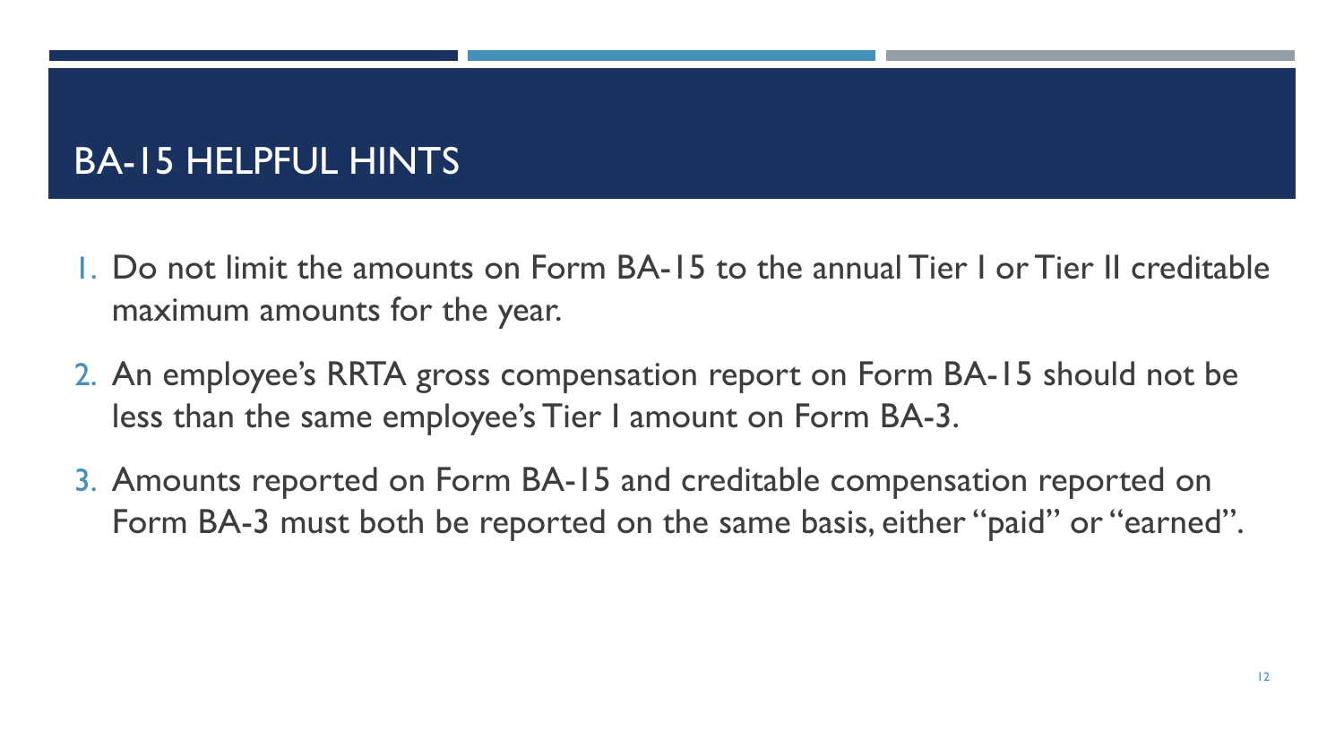# BA-15 HELPFUL HINTS

1. Do not limit the amounts on Form BA-15 to the annual Tier I or Tier II creditable maximum amounts for the year.
2. An employee's RRTA gross compensation report on Form BA-15 should not be less than the same employee's Tier I amount on Form BA-3.
3. Amounts reported on Form BA-15 and creditable compensation reported on Form BA-3 must both be reported on the same basis, either "paid" or "earned".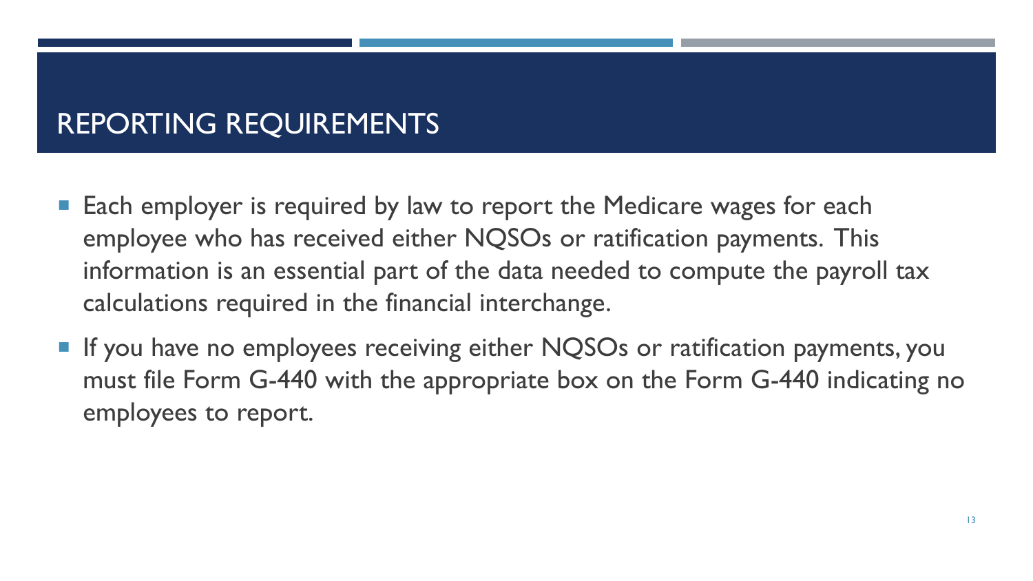# REPORTING REQUIREMENTS

- Each employer is required by law to report the Medicare wages for each employee who has received either NQSOs or ratification payments. This information is an essential part of the data needed to compute the payroll tax calculations required in the financial interchange.
- If you have no employees receiving either NQSOs or ratification payments, you must file Form G-440 with the appropriate box on the Form G-440 indicating no employees to report.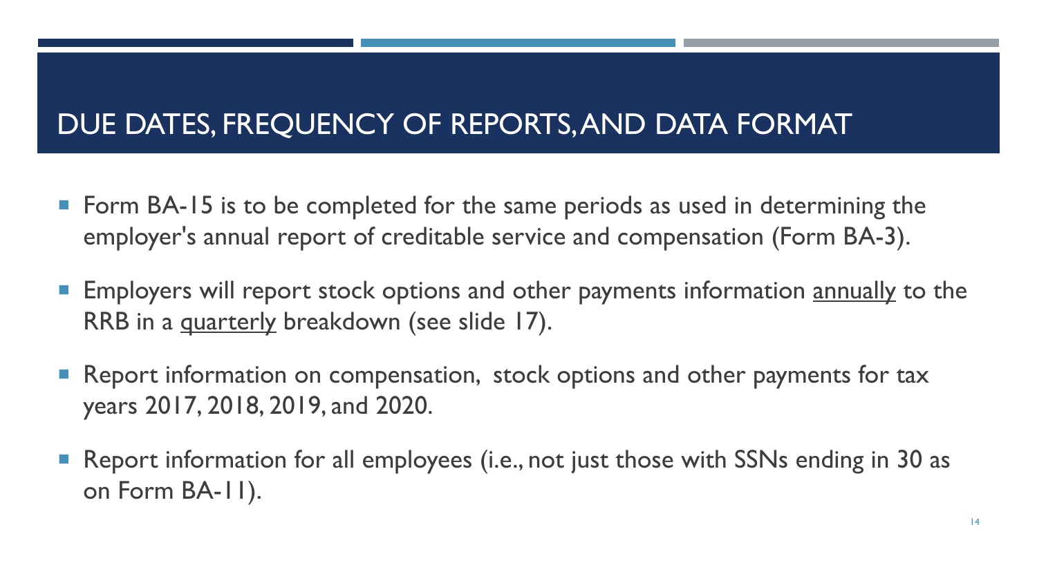# DUE DATES, FREQUENCY OF REPORTS, AND DATA FORMAT

- Form BA-15 is to be completed for the same periods as used in determining the employer's annual report of creditable service and compensation (Form BA-3).
- Employers will report stock options and other payments information <u>annually</u> to the RRB in a <u>quarterly</u> breakdown (see slide 17).
- Report information on compensation, stock options and other payments for tax years 2017, 2018, 2019, and 2020.
- Report information for all employees (i.e., not just those with SSNs ending in 30 as on Form BA-11).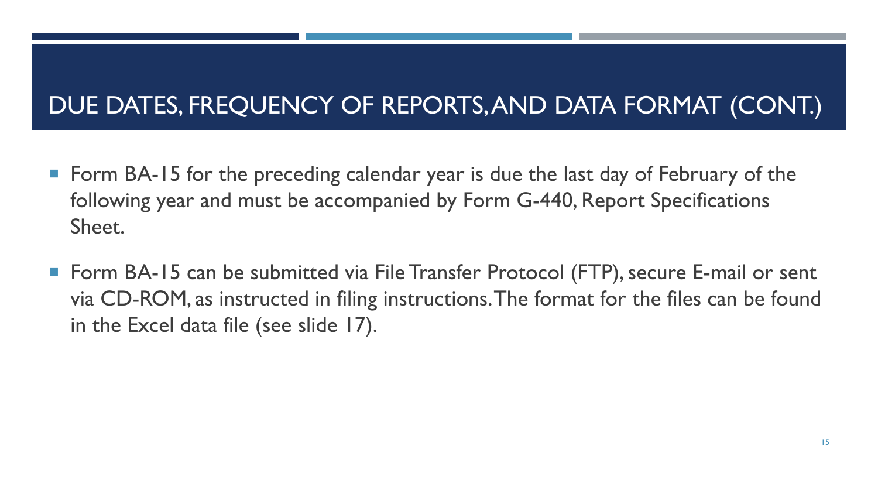# DUE DATES, FREQUENCY OF REPORTS, AND DATA FORMAT (CONT.)

- Form BA-15 for the preceding calendar year is due the last day of February of the following year and must be accompanied by Form G-440, Report Specifications Sheet.
- Form BA-15 can be submitted via File Transfer Protocol (FTP), secure E-mail or sent via CD-ROM, as instructed in filing instructions. The format for the files can be found in the Excel data file (see slide 17).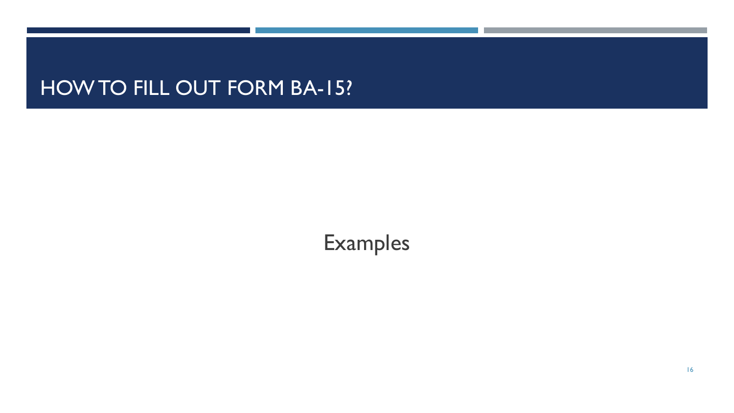# HOW TO FILL OUT FORM BA-15?

Examples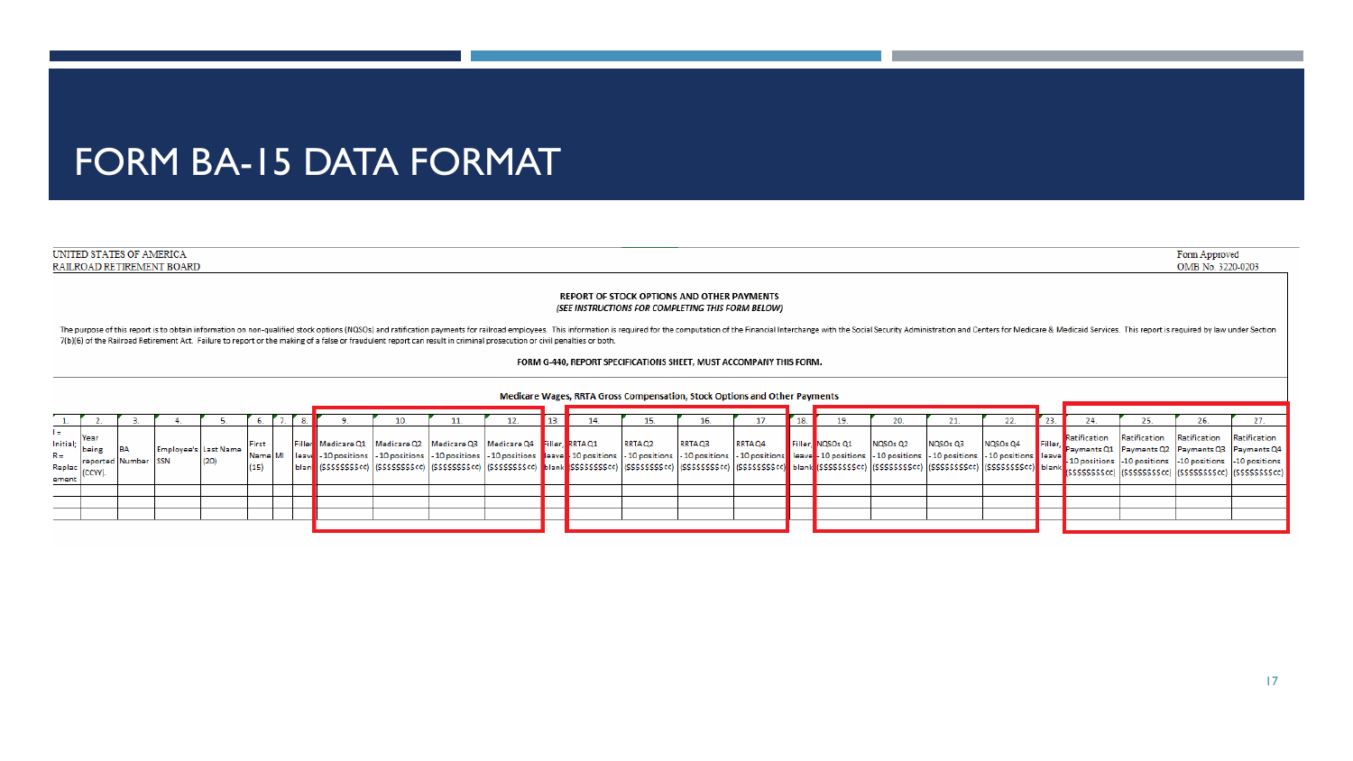# FORM BA-15 DATA FORMAT

UNITED STATES OF AMERICA
RAILROAD RETIREMENT BOARD

Form Approved
OMB No. 3220-0203

**REPORT OF STOCK OPTIONS AND OTHER PAYMENTS**
***(SEE INSTRUCTIONS FOR COMPLETING THIS FORM BELOW)***

The purpose of this report is to obtain information on non-qualified stock options (NQSOs) and ratification payments for railroad employees. This information is required for the computation of the Financial Interchange with the Social Security Administration and Centers for Medicare & Medicaid Services. This report is required by law under Section 7(b)(6) of the Railroad Retirement Act. Failure to report or the making of a false or fraudulent report can result in criminal prosecution or civil penalties or both.

**FORM G-440, REPORT SPECIFICATIONS SHEET, MUST ACCOMPANY THIS FORM.**

**Medicare Wages, RRTA Gross Compensation, Stock Options and Other Payments**

| 1. | 2. | 3. | 4. | 5. | 6. | 7. | 8. | 9. | 10. | 11. | 12. | 13. | 14. | 15. | 16. | 17. | 18. | 19. | 20. | 21. | 22. | 23. | 24. | 25. | 26. | 27. |
|---|---|---|---|---|---|---|---|---|---|---|---|---|---|---|---|---|---|---|---|---|---|---|---|---|---|---|
| I = Initial; R = Replacement | Year being reported (CCYY). | BA Number | Employee's SSN | Last Name (20) | First Name (15) | MI | Filler, leave blank | Medicare Q1 - 10 positions ($$$$$$$$cc) | Medicare Q2 - 10 positions ($$$$$$$$cc) | Medicare Q3 - 10 positions ($$$$$$$$cc) | Medicare Q4 - 10 positions ($$$$$$$$cc) | Filler, leave blank | RRTA Q1 - 10 positions ($$$$$$$$cc) | RRTA Q2 - 10 positions ($$$$$$$$cc) | RRTA Q3 - 10 positions ($$$$$$$$cc) | RRTA Q4 - 10 positions ($$$$$$$$cc) | Filler, leave blank | NQSOs Q1 - 10 positions ($$$$$$$$cc) | NQSOs Q2 - 10 positions ($$$$$$$$cc) | NQSOs Q3 - 10 positions ($$$$$$$$cc) | NQSOs Q4 - 10 positions ($$$$$$$$cc) | Filler, leave blank | Ratification Payments Q1 -10 positions ($$$$$$$$cc) | Ratification Payments Q2 -10 positions ($$$$$$$$cc) | Ratification Payments Q3 -10 positions ($$$$$$$$cc) | Ratification Payments Q4 -10 positions ($$$$$$$$cc) |
| | | | | | | | | | | | | | | | | | | | | | | | | | | |
| | | | | | | | | | | | | | | | | | | | | | | | | | | |
| | | | | | | | | | | | | | | | | | | | | | | | | | | |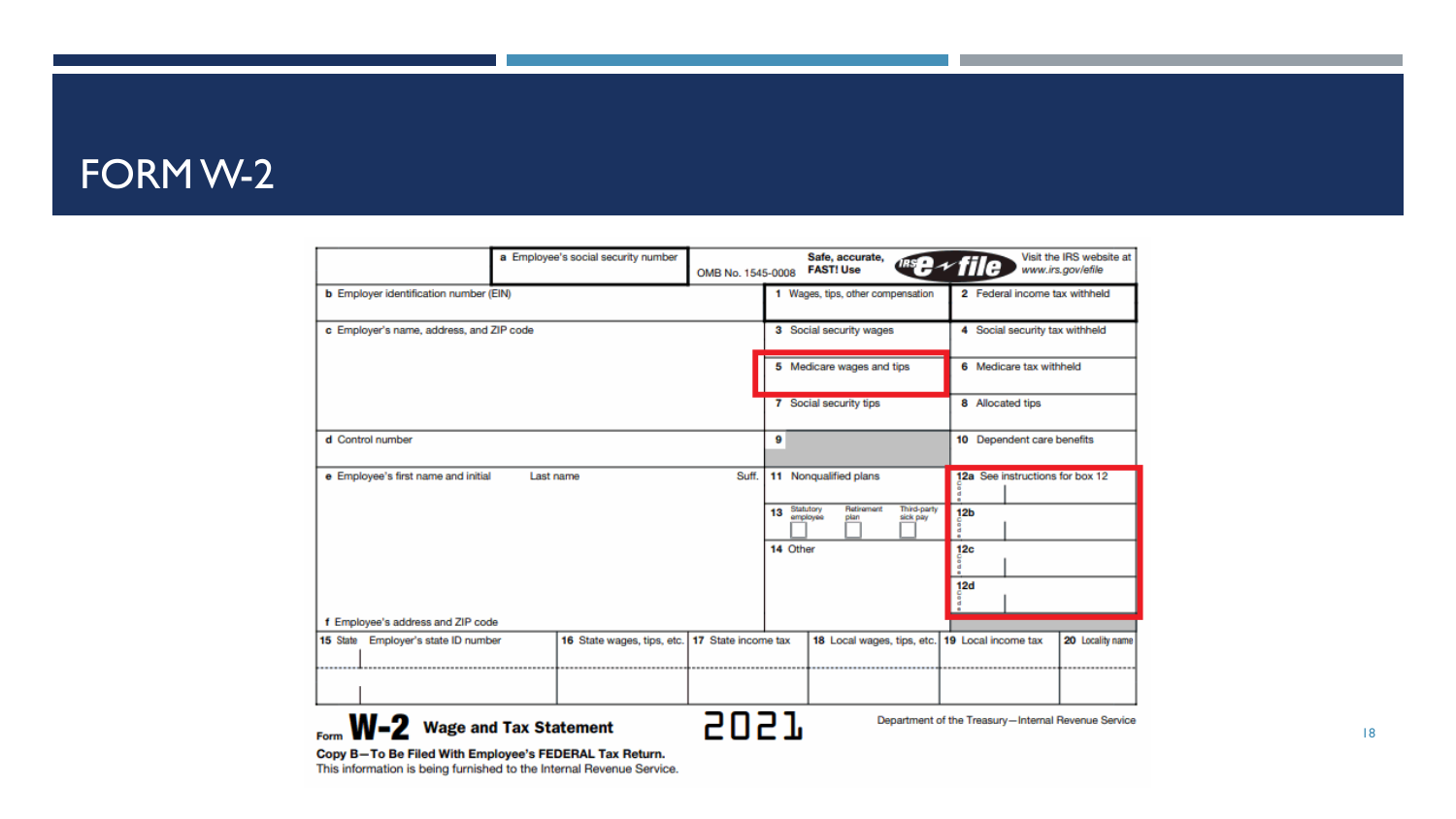# FORM W-2

| a Employee's social security number | OMB No. 1545-0008 | Safe, accurate, FAST! Use IRS e-file | Visit the IRS website at www.irs.gov/efile |
|---|---|---|---|
| b Employer identification number (EIN) | | 1 Wages, tips, other compensation | 2 Federal income tax withheld |
| c Employer's name, address, and ZIP code | | 3 Social security wages | 4 Social security tax withheld |
| | | 5 Medicare wages and tips | 6 Medicare tax withheld |
| | | 7 Social security tips | 8 Allocated tips |
| d Control number | | 9 | 10 Dependent care benefits |
| e Employee's first name and initial / Last name / Suff. | | 11 Nonqualified plans | 12a See instructions for box 12 |
| | | 13 Statutory employee / Retirement plan / Third-party sick pay | 12b |
| | | 14 Other | 12c |
| f Employee's address and ZIP code | | | 12d |

| 15 State | Employer's state ID number | 16 State wages, tips, etc. | 17 State income tax | 18 Local wages, tips, etc. | 19 Local income tax | 20 Locality name |
|---|---|---|---|---|---|---|
| | | | | | | |
| | | | | | | |

Form **W-2** **Wage and Tax Statement** 2021

Department of the Treasury—Internal Revenue Service

**Copy B—To Be Filed With Employee's FEDERAL Tax Return.**
This information is being furnished to the Internal Revenue Service.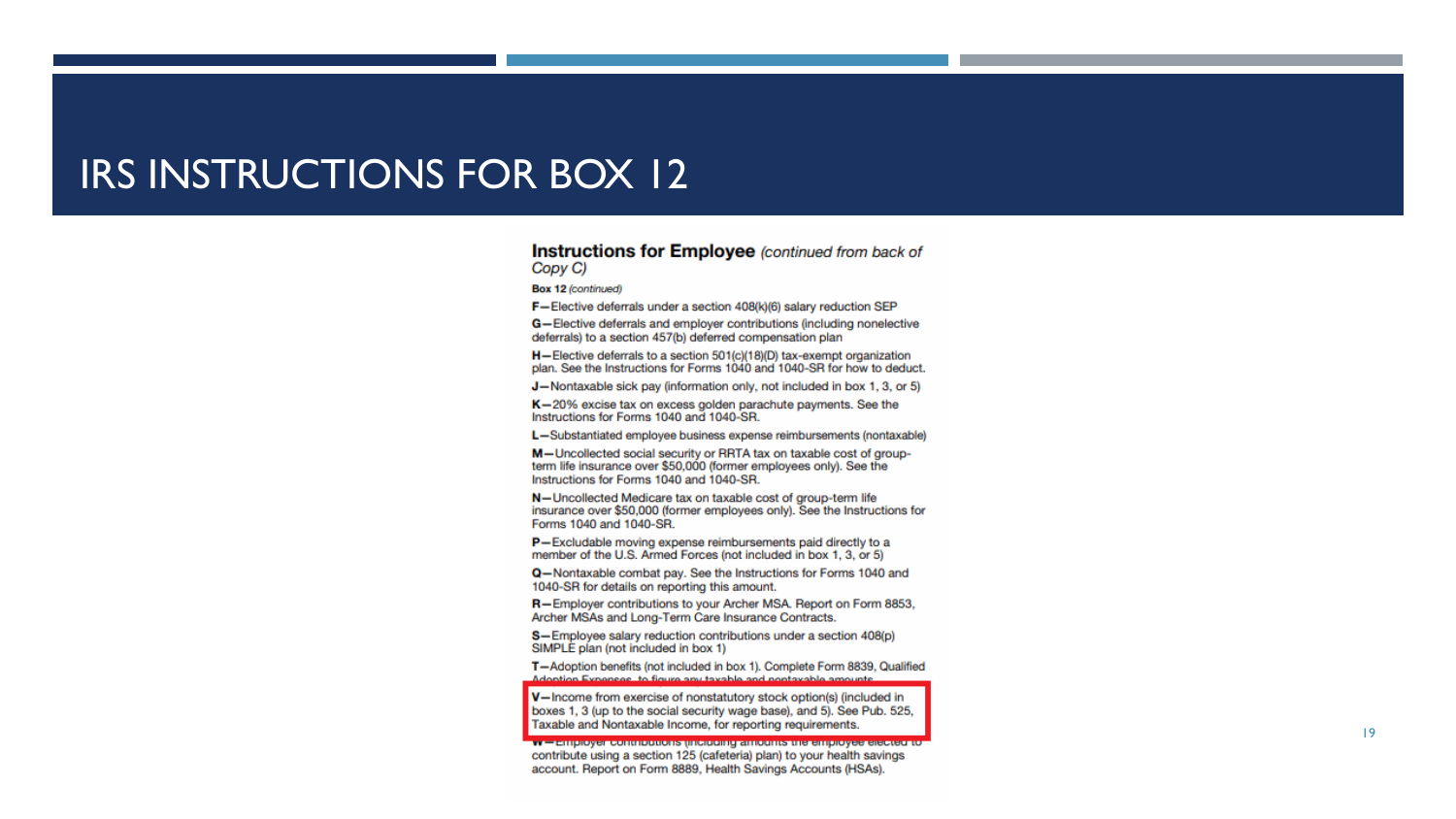# IRS INSTRUCTIONS FOR BOX 12

**Instructions for Employee** *(continued from back of Copy C)*

**Box 12** *(continued)*

**F**—Elective deferrals under a section 408(k)(6) salary reduction SEP

**G**—Elective deferrals and employer contributions (including nonelective deferrals) to a section 457(b) deferred compensation plan

**H**—Elective deferrals to a section 501(c)(18)(D) tax-exempt organization plan. See the Instructions for Forms 1040 and 1040-SR for how to deduct.

**J**—Nontaxable sick pay (information only, not included in box 1, 3, or 5)

**K**—20% excise tax on excess golden parachute payments. See the Instructions for Forms 1040 and 1040-SR.

**L**—Substantiated employee business expense reimbursements (nontaxable)

**M**—Uncollected social security or RRTA tax on taxable cost of group-term life insurance over $50,000 (former employees only). See the Instructions for Forms 1040 and 1040-SR.

**N**—Uncollected Medicare tax on taxable cost of group-term life insurance over $50,000 (former employees only). See the Instructions for Forms 1040 and 1040-SR.

**P**—Excludable moving expense reimbursements paid directly to a member of the U.S. Armed Forces (not included in box 1, 3, or 5)

**Q**—Nontaxable combat pay. See the Instructions for Forms 1040 and 1040-SR for details on reporting this amount.

**R**—Employer contributions to your Archer MSA. Report on Form 8853, Archer MSAs and Long-Term Care Insurance Contracts.

**S**—Employee salary reduction contributions under a section 408(p) SIMPLE plan (not included in box 1)

**T**—Adoption benefits (not included in box 1). Complete Form 8839, Qualified Adoption Expenses, to figure any taxable and nontaxable amounts.

**V**—Income from exercise of nonstatutory stock option(s) (included in boxes 1, 3 (up to the social security wage base), and 5). See Pub. 525, Taxable and Nontaxable Income, for reporting requirements.

**W**—Employer contributions (including amounts the employee elected to contribute using a section 125 (cafeteria) plan) to your health savings account. Report on Form 8889, Health Savings Accounts (HSAs).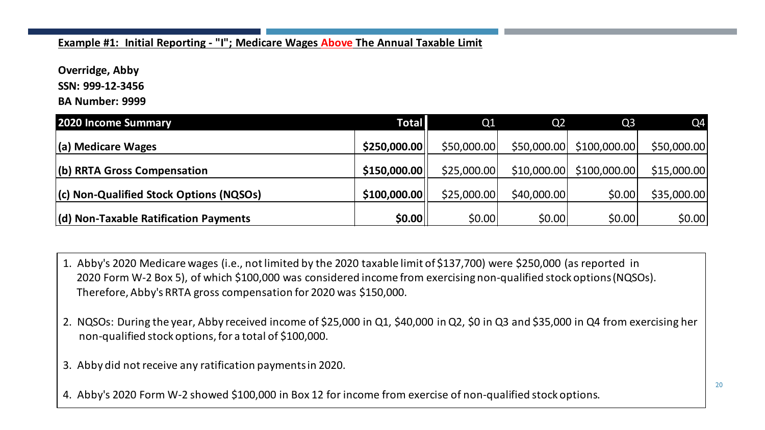**Example #1: Initial Reporting - "I"; Medicare Wages Above The Annual Taxable Limit**

**Override, Abby**
**SSN: 999-12-3456**
**BA Number: 9999**

| 2020 Income Summary | Total | Q1 | Q2 | Q3 | Q4 |
|---|---|---|---|---|---|
| **(a) Medicare Wages** | **$250,000.00** | $50,000.00 | $50,000.00 | $100,000.00 | $50,000.00 |
| **(b) RRTA Gross Compensation** | **$150,000.00** | $25,000.00 | $10,000.00 | $100,000.00 | $15,000.00 |
| **(c) Non-Qualified Stock Options (NQSOs)** | **$100,000.00** | $25,000.00 | $40,000.00 | $0.00 | $35,000.00 |
| **(d) Non-Taxable Ratification Payments** | **$0.00** | $0.00 | $0.00 | $0.00 | $0.00 |

1. Abby's 2020 Medicare wages (i.e., not limited by the 2020 taxable limit of $137,700) were $250,000 (as reported in 2020 Form W-2 Box 5), of which $100,000 was considered income from exercising non-qualified stock options (NQSOs). Therefore, Abby's RRTA gross compensation for 2020 was $150,000.

2. NQSOs: During the year, Abby received income of $25,000 in Q1, $40,000 in Q2, $0 in Q3 and $35,000 in Q4 from exercising her non-qualified stock options, for a total of $100,000.

3. Abby did not receive any ratification payments in 2020.

4. Abby's 2020 Form W-2 showed $100,000 in Box 12 for income from exercise of non-qualified stock options.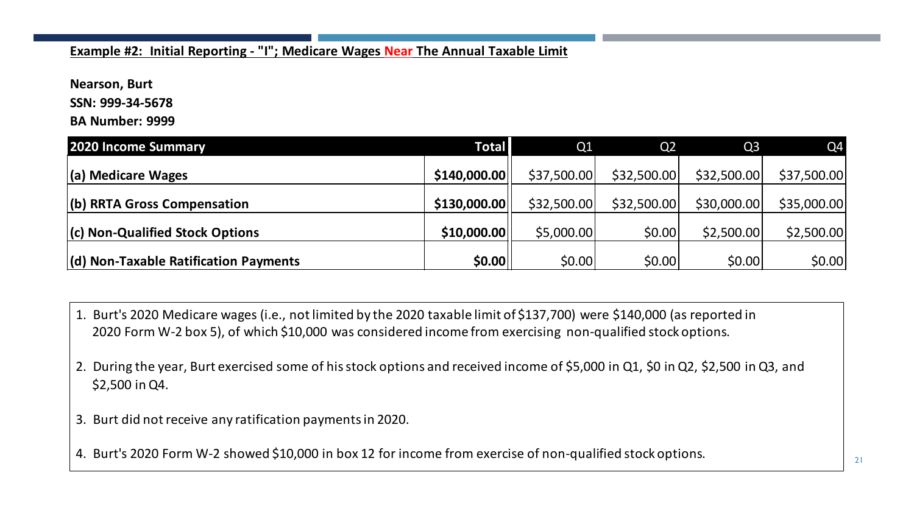**Example #2: Initial Reporting - "I"; Medicare Wages Near The Annual Taxable Limit**

**Nearson, Burt**

**SSN: 999-34-5678**

**BA Number: 9999**

| 2020 Income Summary | Total | Q1 | Q2 | Q3 | Q4 |
|---|---|---|---|---|---|
| **(a) Medicare Wages** | **$140,000.00** | $37,500.00 | $32,500.00 | $32,500.00 | $37,500.00 |
| **(b) RRTA Gross Compensation** | **$130,000.00** | $32,500.00 | $32,500.00 | $30,000.00 | $35,000.00 |
| **(c) Non-Qualified Stock Options** | **$10,000.00** | $5,000.00 | $0.00 | $2,500.00 | $2,500.00 |
| **(d) Non-Taxable Ratification Payments** | **$0.00** | $0.00 | $0.00 | $0.00 | $0.00 |

1. Burt's 2020 Medicare wages (i.e., not limited by the 2020 taxable limit of $137,700) were $140,000 (as reported in 2020 Form W-2 box 5), of which $10,000 was considered income from exercising non-qualified stock options.
2. During the year, Burt exercised some of his stock options and received income of $5,000 in Q1, $0 in Q2, $2,500 in Q3, and $2,500 in Q4.
3. Burt did not receive any ratification payments in 2020.
4. Burt's 2020 Form W-2 showed $10,000 in box 12 for income from exercise of non-qualified stock options.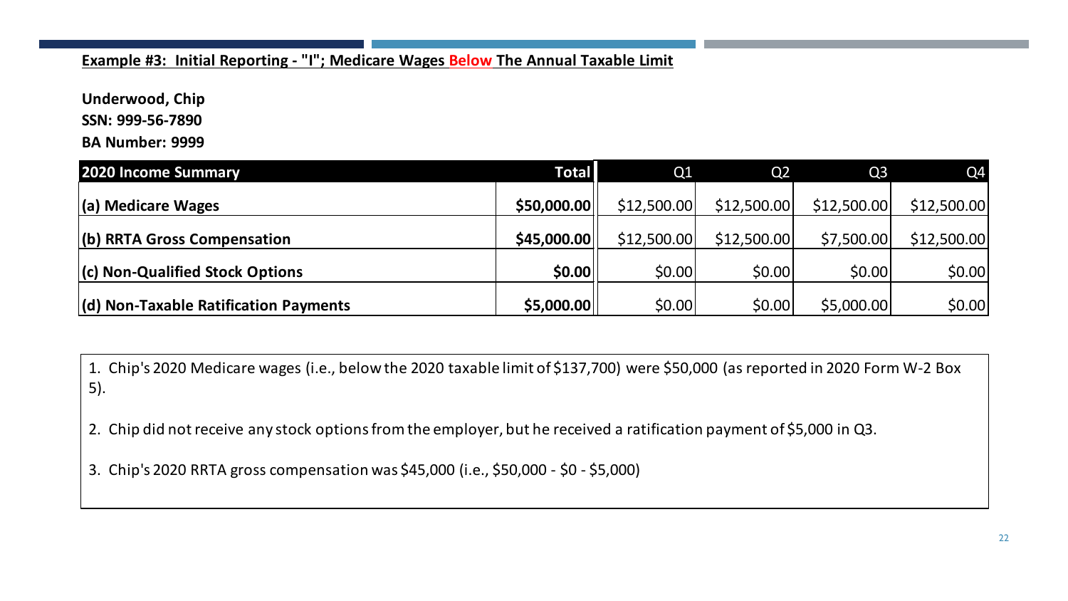**Example #3: Initial Reporting - "I"; Medicare Wages Below The Annual Taxable Limit**

**Underwood, Chip**

**SSN: 999-56-7890**

**BA Number: 9999**

| 2020 Income Summary | Total | Q1 | Q2 | Q3 | Q4 |
|---|---|---|---|---|---|
| **(a) Medicare Wages** | **$50,000.00** | $12,500.00 | $12,500.00 | $12,500.00 | $12,500.00 |
| **(b) RRTA Gross Compensation** | **$45,000.00** | $12,500.00 | $12,500.00 | $7,500.00 | $12,500.00 |
| **(c) Non-Qualified Stock Options** | **$0.00** | $0.00 | $0.00 | $0.00 | $0.00 |
| **(d) Non-Taxable Ratification Payments** | **$5,000.00** | $0.00 | $0.00 | $5,000.00 | $0.00 |

1. Chip's 2020 Medicare wages (i.e., below the 2020 taxable limit of $137,700) were $50,000 (as reported in 2020 Form W-2 Box 5).

2. Chip did not receive any stock options from the employer, but he received a ratification payment of $5,000 in Q3.

3. Chip's 2020 RRTA gross compensation was $45,000 (i.e., $50,000 - $0 - $5,000)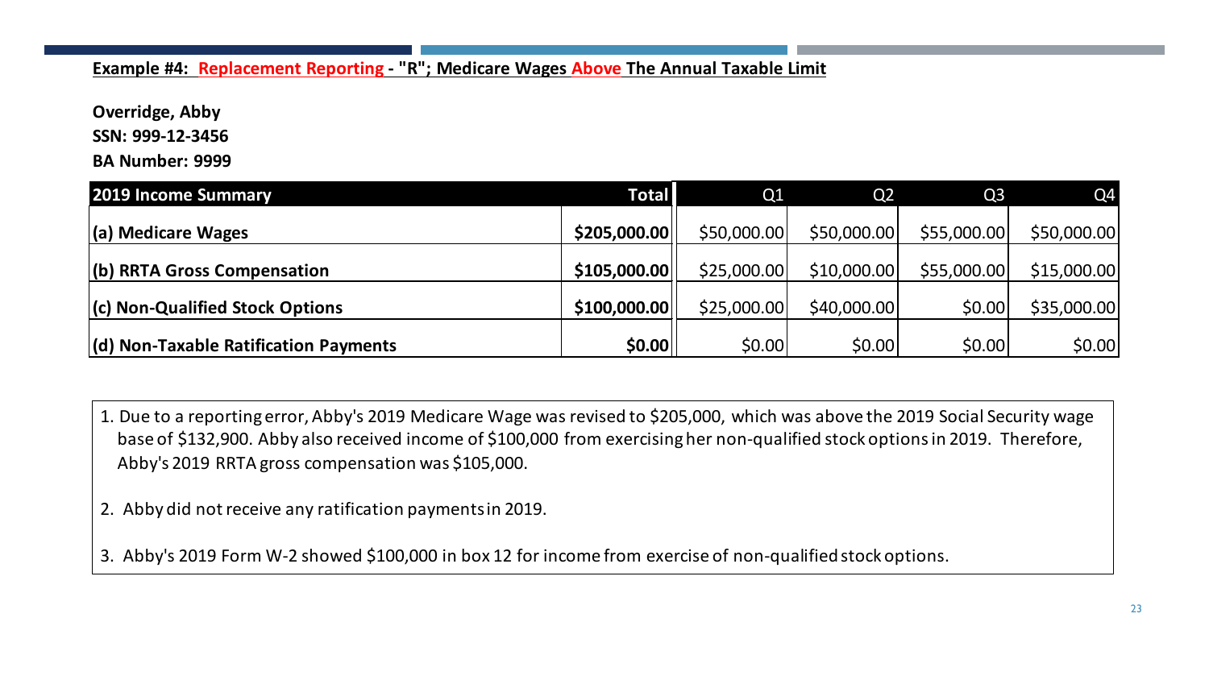**Example #4: Replacement Reporting - "R"; Medicare Wages Above The Annual Taxable Limit**

**Override, Abby**
**SSN: 999-12-3456**
**BA Number: 9999**

| 2019 Income Summary | Total | Q1 | Q2 | Q3 | Q4 |
|---|---|---|---|---|---|
| (a) Medicare Wages | $205,000.00 | $50,000.00 | $50,000.00 | $55,000.00 | $50,000.00 |
| (b) RRTA Gross Compensation | $105,000.00 | $25,000.00 | $10,000.00 | $55,000.00 | $15,000.00 |
| (c) Non-Qualified Stock Options | $100,000.00 | $25,000.00 | $40,000.00 | $0.00 | $35,000.00 |
| (d) Non-Taxable Ratification Payments | $0.00 | $0.00 | $0.00 | $0.00 | $0.00 |

1. Due to a reporting error, Abby's 2019 Medicare Wage was revised to $205,000, which was above the 2019 Social Security wage base of $132,900. Abby also received income of $100,000 from exercising her non-qualified stock options in 2019. Therefore, Abby's 2019 RRTA gross compensation was $105,000.

2. Abby did not receive any ratification payments in 2019.

3. Abby's 2019 Form W-2 showed $100,000 in box 12 for income from exercise of non-qualified stock options.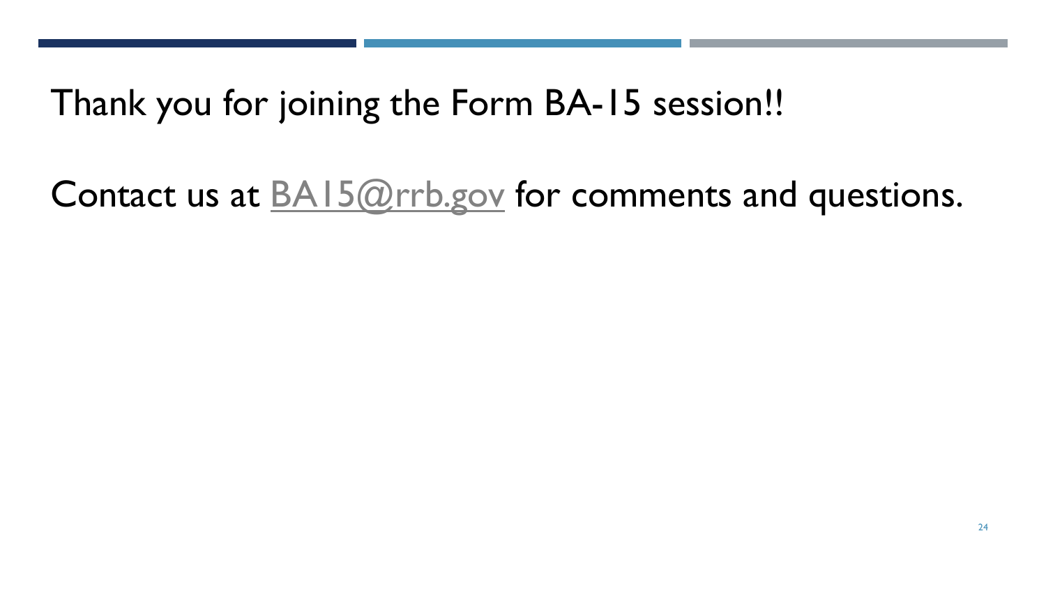Thank you for joining the Form BA-15 session!!

Contact us at BA15@rrb.gov for comments and questions.